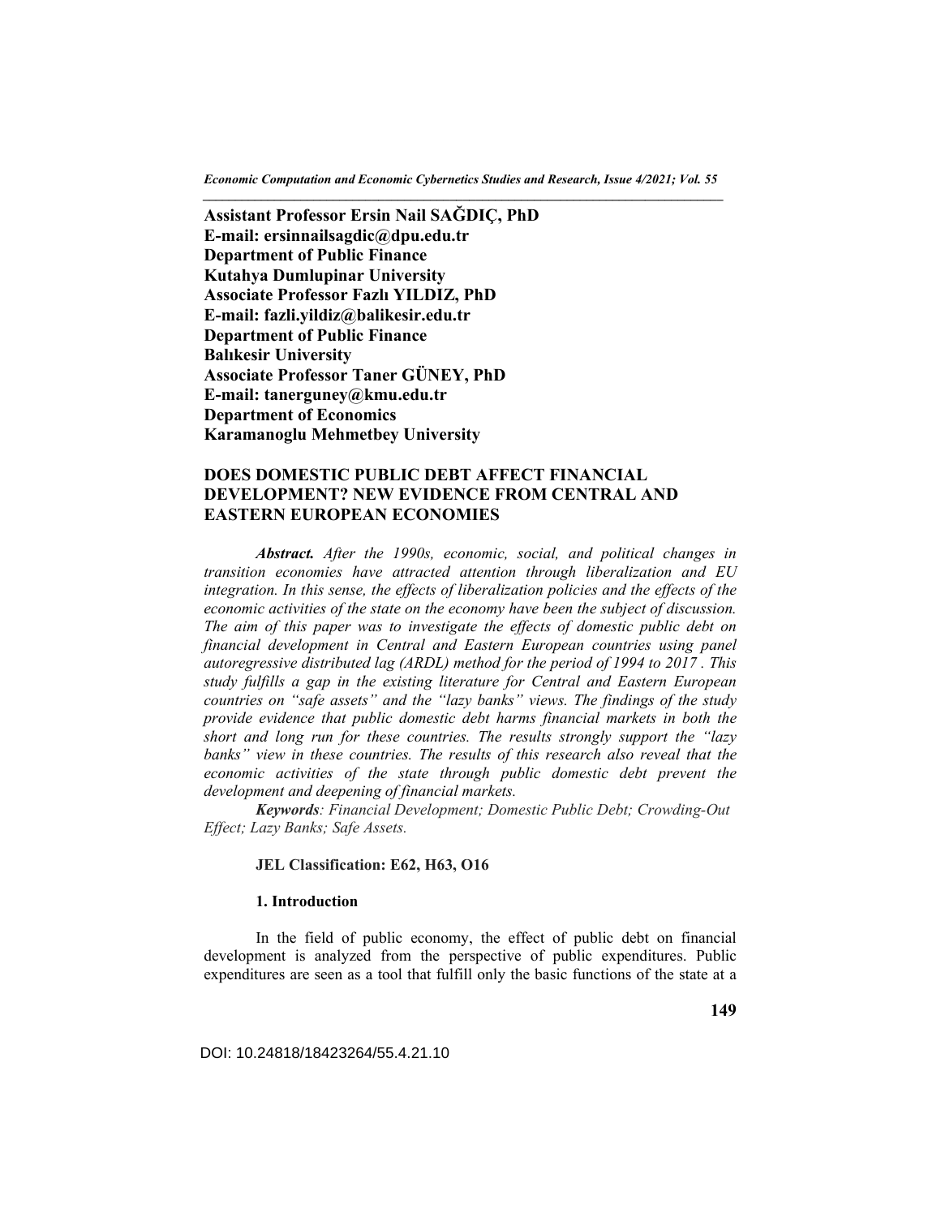**Assistant Professor Ersin Nail SAĞDIÇ, PhD**
**E-mail: ersinnailsagdic@dpu.edu.tr**
**Department of Public Finance**
**Kutahya Dumlupinar University**
**Associate Professor Fazlı YILDIZ, PhD**
**E-mail: fazli.yildiz@balikesir.edu.tr**
**Department of Public Finance**
**Balıkesir University**
**Associate Professor Taner GÜNEY, PhD**
**E-mail: tanerguney@kmu.edu.tr**
**Department of Economics**
**Karamanoglu Mehmetbey University**

# DOES DOMESTIC PUBLIC DEBT AFFECT FINANCIAL DEVELOPMENT? NEW EVIDENCE FROM CENTRAL AND EASTERN EUROPEAN ECONOMIES

***Abstract.*** *After the 1990s, economic, social, and political changes in transition economies have attracted attention through liberalization and EU integration. In this sense, the effects of liberalization policies and the effects of the economic activities of the state on the economy have been the subject of discussion. The aim of this paper was to investigate the effects of domestic public debt on financial development in Central and Eastern European countries using panel autoregressive distributed lag (ARDL) method for the period of 1994 to 2017 . This study fulfills a gap in the existing literature for Central and Eastern European countries on "safe assets" and the "lazy banks" views. The findings of the study provide evidence that public domestic debt harms financial markets in both the short and long run for these countries. The results strongly support the "lazy banks" view in these countries. The results of this research also reveal that the economic activities of the state through public domestic debt prevent the development and deepening of financial markets.*

***Keywords****: Financial Development; Domestic Public Debt; Crowding-Out Effect; Lazy Banks; Safe Assets.*

**JEL Classification: E62, H63, O16**

## 1. Introduction

In the field of public economy, the effect of public debt on financial development is analyzed from the perspective of public expenditures. Public expenditures are seen as a tool that fulfill only the basic functions of the state at a

DOI: 10.24818/18423264/55.4.21.10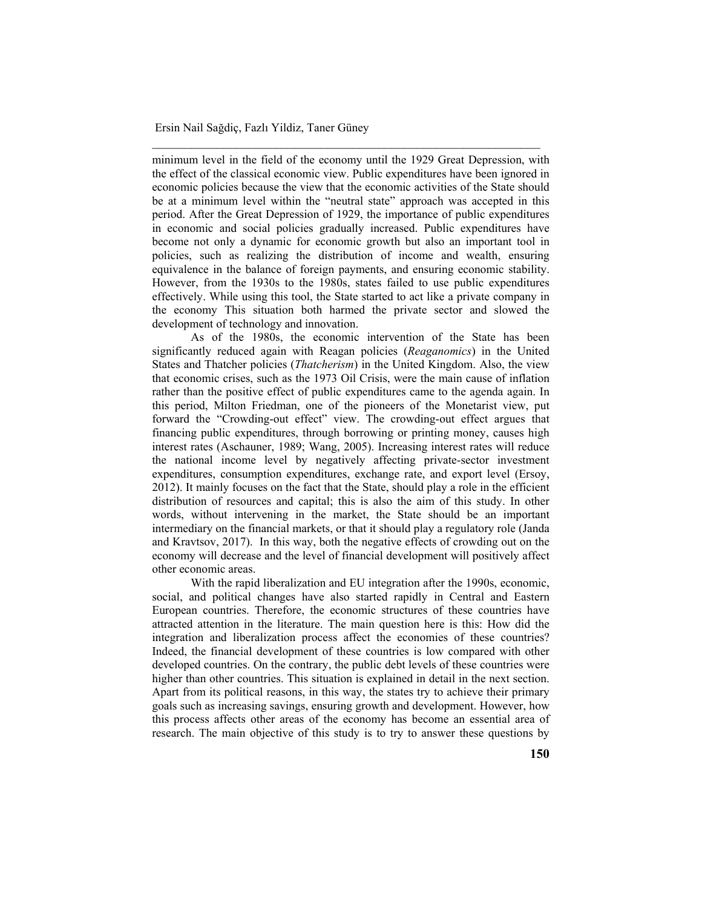minimum level in the field of the economy until the 1929 Great Depression, with the effect of the classical economic view. Public expenditures have been ignored in economic policies because the view that the economic activities of the State should be at a minimum level within the "neutral state" approach was accepted in this period. After the Great Depression of 1929, the importance of public expenditures in economic and social policies gradually increased. Public expenditures have become not only a dynamic for economic growth but also an important tool in policies, such as realizing the distribution of income and wealth, ensuring equivalence in the balance of foreign payments, and ensuring economic stability. However, from the 1930s to the 1980s, states failed to use public expenditures effectively. While using this tool, the State started to act like a private company in the economy This situation both harmed the private sector and slowed the development of technology and innovation.

As of the 1980s, the economic intervention of the State has been significantly reduced again with Reagan policies (*Reaganomics*) in the United States and Thatcher policies (*Thatcherism*) in the United Kingdom. Also, the view that economic crises, such as the 1973 Oil Crisis, were the main cause of inflation rather than the positive effect of public expenditures came to the agenda again. In this period, Milton Friedman, one of the pioneers of the Monetarist view, put forward the "Crowding-out effect" view. The crowding-out effect argues that financing public expenditures, through borrowing or printing money, causes high interest rates (Aschauner, 1989; Wang, 2005). Increasing interest rates will reduce the national income level by negatively affecting private-sector investment expenditures, consumption expenditures, exchange rate, and export level (Ersoy, 2012). It mainly focuses on the fact that the State, should play a role in the efficient distribution of resources and capital; this is also the aim of this study. In other words, without intervening in the market, the State should be an important intermediary on the financial markets, or that it should play a regulatory role (Janda and Kravtsov, 2017). In this way, both the negative effects of crowding out on the economy will decrease and the level of financial development will positively affect other economic areas.

With the rapid liberalization and EU integration after the 1990s, economic, social, and political changes have also started rapidly in Central and Eastern European countries. Therefore, the economic structures of these countries have attracted attention in the literature. The main question here is this: How did the integration and liberalization process affect the economies of these countries? Indeed, the financial development of these countries is low compared with other developed countries. On the contrary, the public debt levels of these countries were higher than other countries. This situation is explained in detail in the next section. Apart from its political reasons, in this way, the states try to achieve their primary goals such as increasing savings, ensuring growth and development. However, how this process affects other areas of the economy has become an essential area of research. The main objective of this study is to try to answer these questions by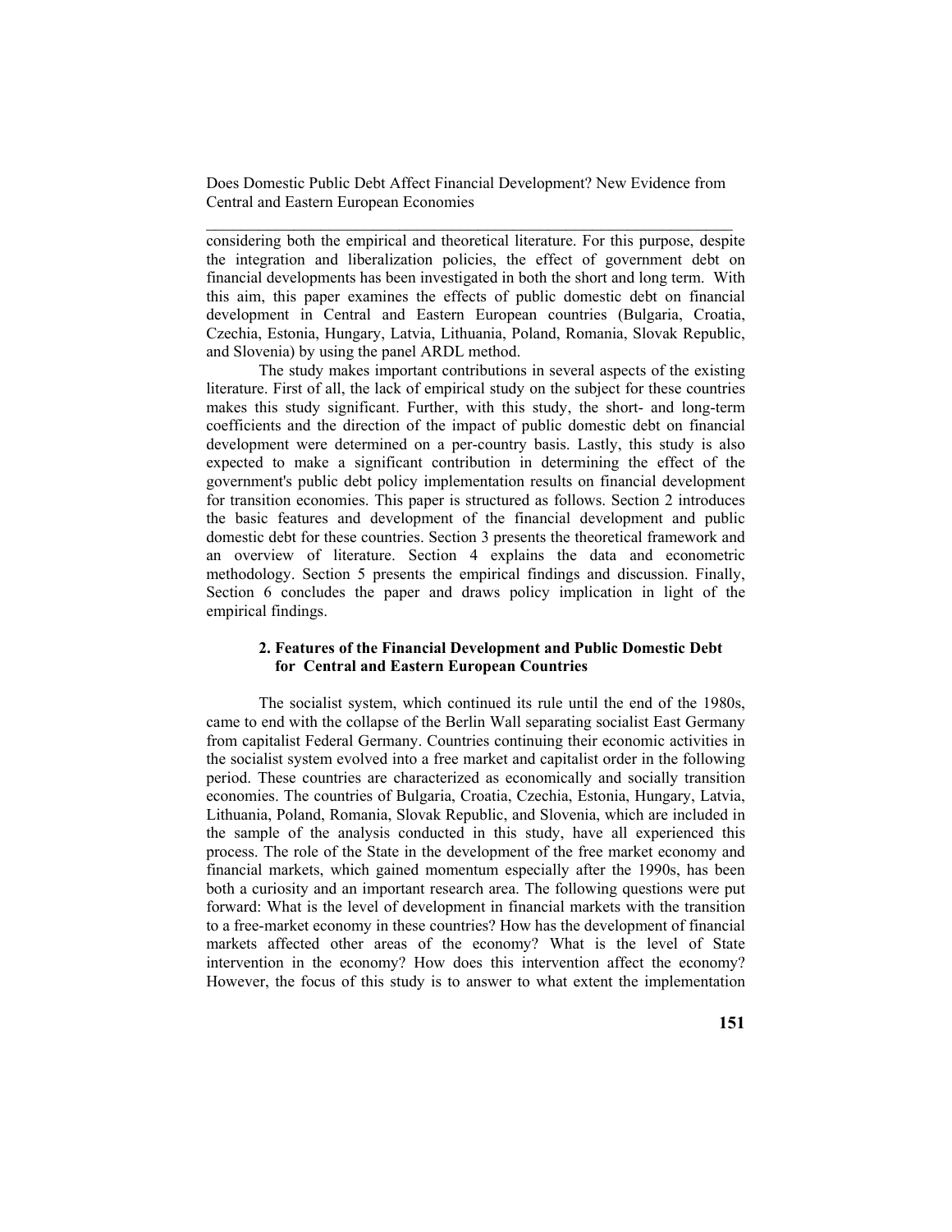considering both the empirical and theoretical literature. For this purpose, despite the integration and liberalization policies, the effect of government debt on financial developments has been investigated in both the short and long term. With this aim, this paper examines the effects of public domestic debt on financial development in Central and Eastern European countries (Bulgaria, Croatia, Czechia, Estonia, Hungary, Latvia, Lithuania, Poland, Romania, Slovak Republic, and Slovenia) by using the panel ARDL method.

The study makes important contributions in several aspects of the existing literature. First of all, the lack of empirical study on the subject for these countries makes this study significant. Further, with this study, the short- and long-term coefficients and the direction of the impact of public domestic debt on financial development were determined on a per-country basis. Lastly, this study is also expected to make a significant contribution in determining the effect of the government's public debt policy implementation results on financial development for transition economies. This paper is structured as follows. Section 2 introduces the basic features and development of the financial development and public domestic debt for these countries. Section 3 presents the theoretical framework and an overview of literature. Section 4 explains the data and econometric methodology. Section 5 presents the empirical findings and discussion. Finally, Section 6 concludes the paper and draws policy implication in light of the empirical findings.

## 2. Features of the Financial Development and Public Domestic Debt for Central and Eastern European Countries

The socialist system, which continued its rule until the end of the 1980s, came to end with the collapse of the Berlin Wall separating socialist East Germany from capitalist Federal Germany. Countries continuing their economic activities in the socialist system evolved into a free market and capitalist order in the following period. These countries are characterized as economically and socially transition economies. The countries of Bulgaria, Croatia, Czechia, Estonia, Hungary, Latvia, Lithuania, Poland, Romania, Slovak Republic, and Slovenia, which are included in the sample of the analysis conducted in this study, have all experienced this process. The role of the State in the development of the free market economy and financial markets, which gained momentum especially after the 1990s, has been both a curiosity and an important research area. The following questions were put forward: What is the level of development in financial markets with the transition to a free-market economy in these countries? How has the development of financial markets affected other areas of the economy? What is the level of State intervention in the economy? How does this intervention affect the economy? However, the focus of this study is to answer to what extent the implementation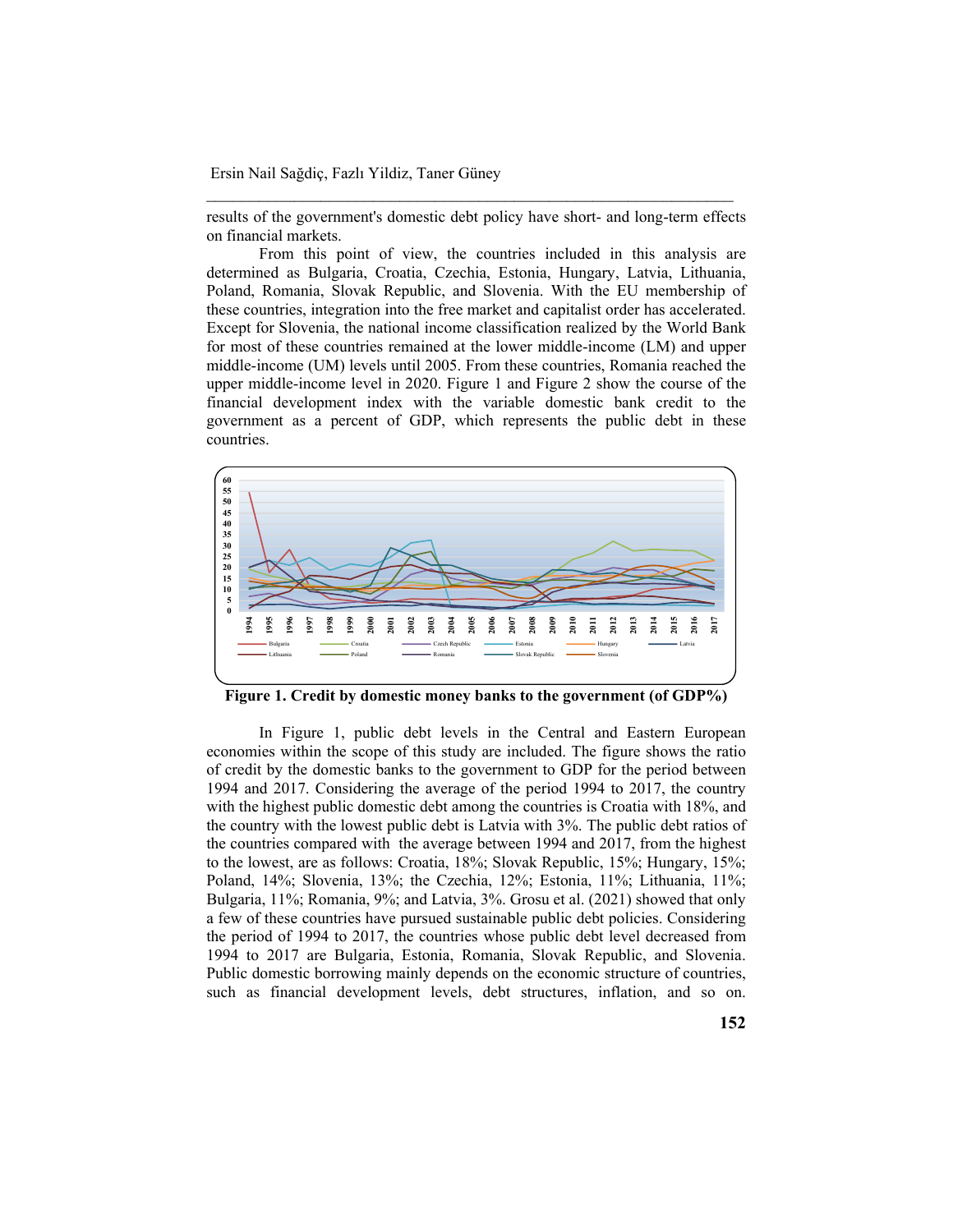results of the government's domestic debt policy have short- and long-term effects on financial markets.

From this point of view, the countries included in this analysis are determined as Bulgaria, Croatia, Czechia, Estonia, Hungary, Latvia, Lithuania, Poland, Romania, Slovak Republic, and Slovenia. With the EU membership of these countries, integration into the free market and capitalist order has accelerated. Except for Slovenia, the national income classification realized by the World Bank for most of these countries remained at the lower middle-income (LM) and upper middle-income (UM) levels until 2005. From these countries, Romania reached the upper middle-income level in 2020. Figure 1 and Figure 2 show the course of the financial development index with the variable domestic bank credit to the government as a percent of GDP, which represents the public debt in these countries.

**Figure 1. Credit by domestic money banks to the government (of GDP%)**

In Figure 1, public debt levels in the Central and Eastern European economies within the scope of this study are included. The figure shows the ratio of credit by the domestic banks to the government to GDP for the period between 1994 and 2017. Considering the average of the period 1994 to 2017, the country with the highest public domestic debt among the countries is Croatia with 18%, and the country with the lowest public debt is Latvia with 3%. The public debt ratios of the countries compared with the average between 1994 and 2017, from the highest to the lowest, are as follows: Croatia, 18%; Slovak Republic, 15%; Hungary, 15%; Poland, 14%; Slovenia, 13%; the Czechia, 12%; Estonia, 11%; Lithuania, 11%; Bulgaria, 11%; Romania, 9%; and Latvia, 3%. Grosu et al. (2021) showed that only a few of these countries have pursued sustainable public debt policies. Considering the period of 1994 to 2017, the countries whose public debt level decreased from 1994 to 2017 are Bulgaria, Estonia, Romania, Slovak Republic, and Slovenia. Public domestic borrowing mainly depends on the economic structure of countries, such as financial development levels, debt structures, inflation, and so on.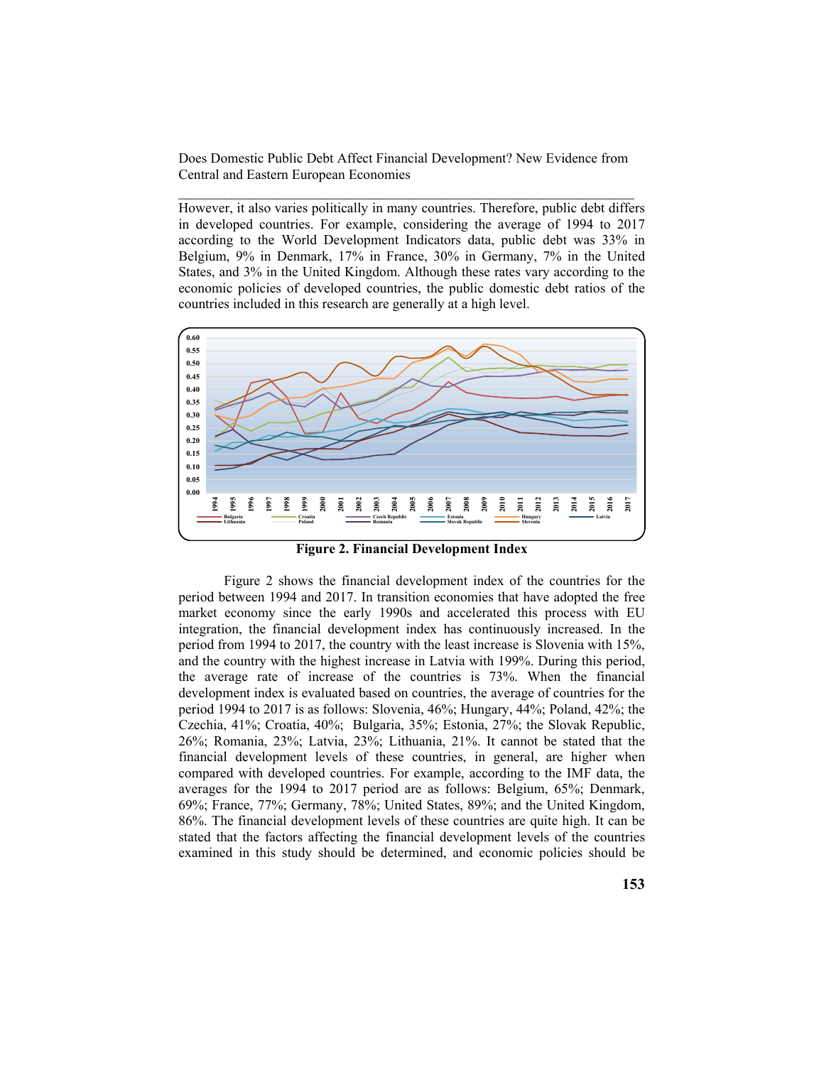However, it also varies politically in many countries. Therefore, public debt differs in developed countries. For example, considering the average of 1994 to 2017 according to the World Development Indicators data, public debt was 33% in Belgium, 9% in Denmark, 17% in France, 30% in Germany, 7% in the United States, and 3% in the United Kingdom. Although these rates vary according to the economic policies of developed countries, the public domestic debt ratios of the countries included in this research are generally at a high level.

**Figure 2. Financial Development Index**

Figure 2 shows the financial development index of the countries for the period between 1994 and 2017. In transition economies that have adopted the free market economy since the early 1990s and accelerated this process with EU integration, the financial development index has continuously increased. In the period from 1994 to 2017, the country with the least increase is Slovenia with 15%, and the country with the highest increase in Latvia with 199%. During this period, the average rate of increase of the countries is 73%. When the financial development index is evaluated based on countries, the average of countries for the period 1994 to 2017 is as follows: Slovenia, 46%; Hungary, 44%; Poland, 42%; the Czechia, 41%; Croatia, 40%; Bulgaria, 35%; Estonia, 27%; the Slovak Republic, 26%; Romania, 23%; Latvia, 23%; Lithuania, 21%. It cannot be stated that the financial development levels of these countries, in general, are higher when compared with developed countries. For example, according to the IMF data, the averages for the 1994 to 2017 period are as follows: Belgium, 65%; Denmark, 69%; France, 77%; Germany, 78%; United States, 89%; and the United Kingdom, 86%. The financial development levels of these countries are quite high. It can be stated that the factors affecting the financial development levels of the countries examined in this study should be determined, and economic policies should be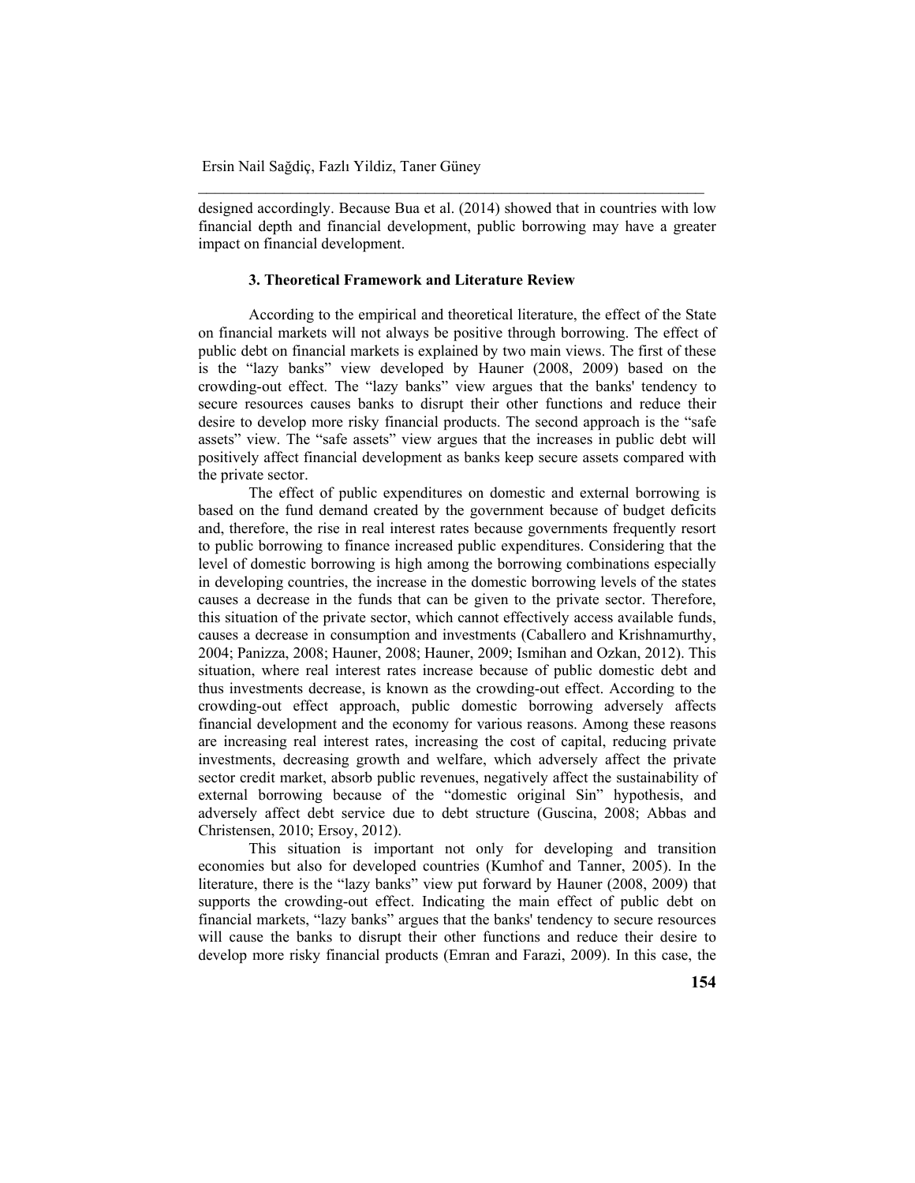designed accordingly. Because Bua et al. (2014) showed that in countries with low financial depth and financial development, public borrowing may have a greater impact on financial development.

### 3. Theoretical Framework and Literature Review

According to the empirical and theoretical literature, the effect of the State on financial markets will not always be positive through borrowing. The effect of public debt on financial markets is explained by two main views. The first of these is the "lazy banks" view developed by Hauner (2008, 2009) based on the crowding-out effect. The "lazy banks" view argues that the banks' tendency to secure resources causes banks to disrupt their other functions and reduce their desire to develop more risky financial products. The second approach is the "safe assets" view. The "safe assets" view argues that the increases in public debt will positively affect financial development as banks keep secure assets compared with the private sector.

The effect of public expenditures on domestic and external borrowing is based on the fund demand created by the government because of budget deficits and, therefore, the rise in real interest rates because governments frequently resort to public borrowing to finance increased public expenditures. Considering that the level of domestic borrowing is high among the borrowing combinations especially in developing countries, the increase in the domestic borrowing levels of the states causes a decrease in the funds that can be given to the private sector. Therefore, this situation of the private sector, which cannot effectively access available funds, causes a decrease in consumption and investments (Caballero and Krishnamurthy, 2004; Panizza, 2008; Hauner, 2008; Hauner, 2009; Ismihan and Ozkan, 2012). This situation, where real interest rates increase because of public domestic debt and thus investments decrease, is known as the crowding-out effect. According to the crowding-out effect approach, public domestic borrowing adversely affects financial development and the economy for various reasons. Among these reasons are increasing real interest rates, increasing the cost of capital, reducing private investments, decreasing growth and welfare, which adversely affect the private sector credit market, absorb public revenues, negatively affect the sustainability of external borrowing because of the "domestic original Sin" hypothesis, and adversely affect debt service due to debt structure (Guscina, 2008; Abbas and Christensen, 2010; Ersoy, 2012).

This situation is important not only for developing and transition economies but also for developed countries (Kumhof and Tanner, 2005). In the literature, there is the "lazy banks" view put forward by Hauner (2008, 2009) that supports the crowding-out effect. Indicating the main effect of public debt on financial markets, "lazy banks" argues that the banks' tendency to secure resources will cause the banks to disrupt their other functions and reduce their desire to develop more risky financial products (Emran and Farazi, 2009). In this case, the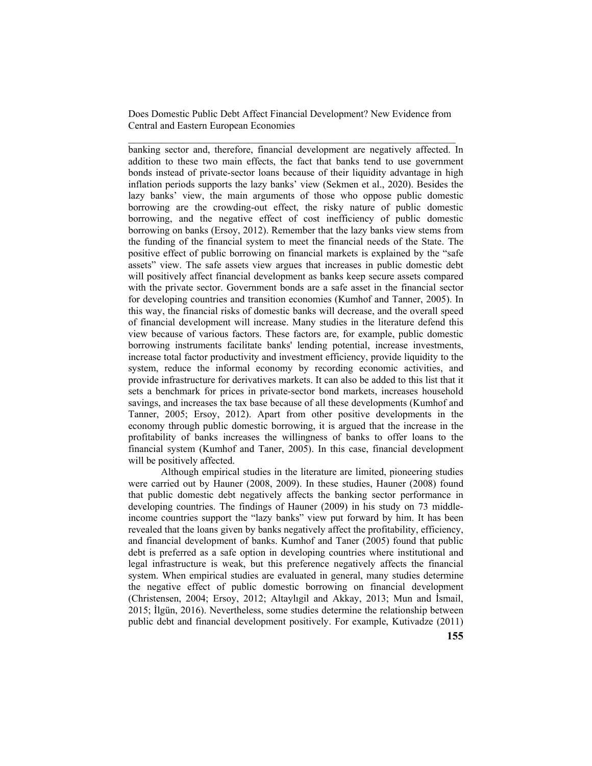banking sector and, therefore, financial development are negatively affected. In addition to these two main effects, the fact that banks tend to use government bonds instead of private-sector loans because of their liquidity advantage in high inflation periods supports the lazy banks' view (Sekmen et al., 2020). Besides the lazy banks' view, the main arguments of those who oppose public domestic borrowing are the crowding-out effect, the risky nature of public domestic borrowing, and the negative effect of cost inefficiency of public domestic borrowing on banks (Ersoy, 2012). Remember that the lazy banks view stems from the funding of the financial system to meet the financial needs of the State. The positive effect of public borrowing on financial markets is explained by the "safe assets" view. The safe assets view argues that increases in public domestic debt will positively affect financial development as banks keep secure assets compared with the private sector. Government bonds are a safe asset in the financial sector for developing countries and transition economies (Kumhof and Tanner, 2005). In this way, the financial risks of domestic banks will decrease, and the overall speed of financial development will increase. Many studies in the literature defend this view because of various factors. These factors are, for example, public domestic borrowing instruments facilitate banks' lending potential, increase investments, increase total factor productivity and investment efficiency, provide liquidity to the system, reduce the informal economy by recording economic activities, and provide infrastructure for derivatives markets. It can also be added to this list that it sets a benchmark for prices in private-sector bond markets, increases household savings, and increases the tax base because of all these developments (Kumhof and Tanner, 2005; Ersoy, 2012). Apart from other positive developments in the economy through public domestic borrowing, it is argued that the increase in the profitability of banks increases the willingness of banks to offer loans to the financial system (Kumhof and Taner, 2005). In this case, financial development will be positively affected.

Although empirical studies in the literature are limited, pioneering studies were carried out by Hauner (2008, 2009). In these studies, Hauner (2008) found that public domestic debt negatively affects the banking sector performance in developing countries. The findings of Hauner (2009) in his study on 73 middle-income countries support the "lazy banks" view put forward by him. It has been revealed that the loans given by banks negatively affect the profitability, efficiency, and financial development of banks. Kumhof and Taner (2005) found that public debt is preferred as a safe option in developing countries where institutional and legal infrastructure is weak, but this preference negatively affects the financial system. When empirical studies are evaluated in general, many studies determine the negative effect of public domestic borrowing on financial development (Christensen, 2004; Ersoy, 2012; Altaylıgil and Akkay, 2013; Mun and İsmail, 2015; İlgün, 2016). Nevertheless, some studies determine the relationship between public debt and financial development positively. For example, Kutivadze (2011)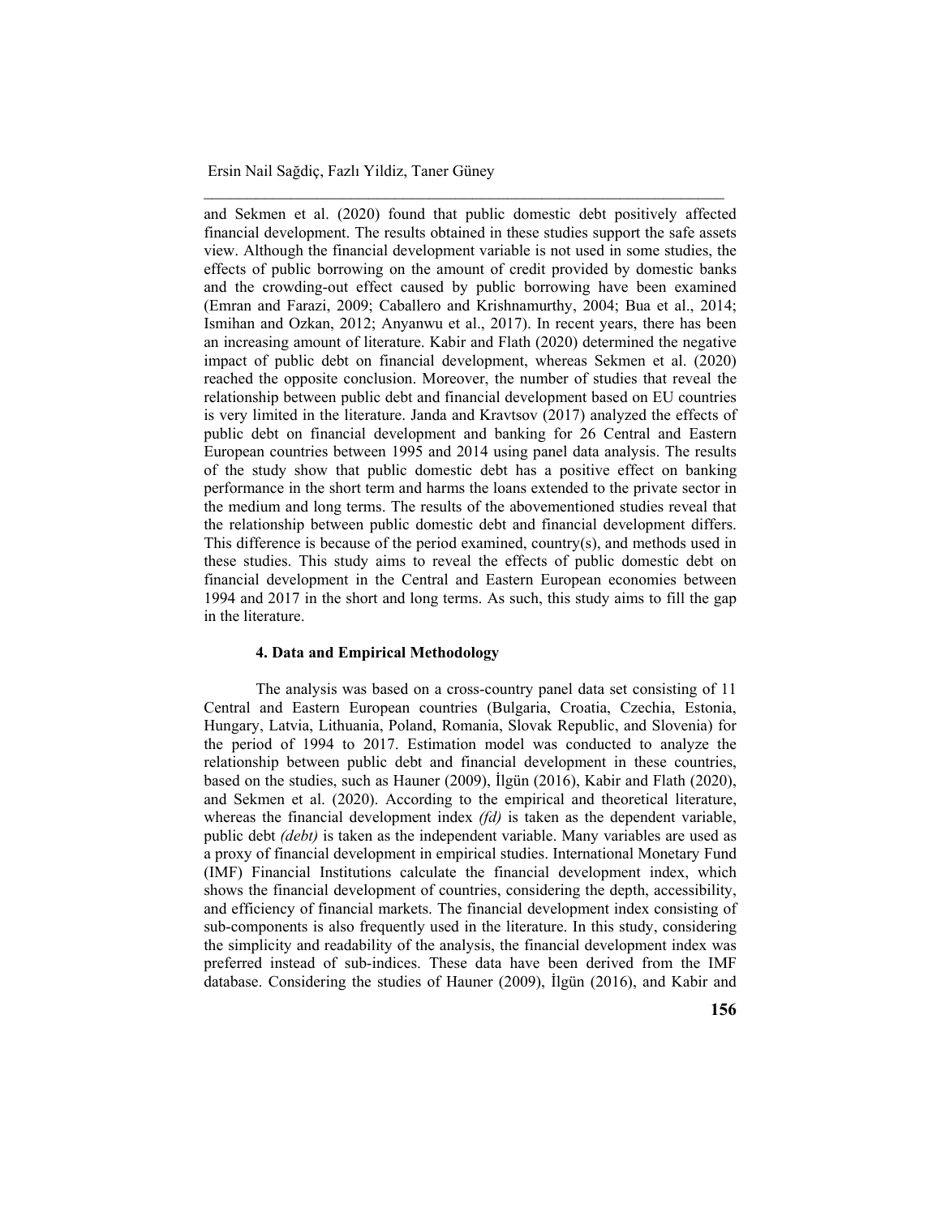and Sekmen et al. (2020) found that public domestic debt positively affected financial development. The results obtained in these studies support the safe assets view. Although the financial development variable is not used in some studies, the effects of public borrowing on the amount of credit provided by domestic banks and the crowding-out effect caused by public borrowing have been examined (Emran and Farazi, 2009; Caballero and Krishnamurthy, 2004; Bua et al., 2014; Ismihan and Ozkan, 2012; Anyanwu et al., 2017). In recent years, there has been an increasing amount of literature. Kabir and Flath (2020) determined the negative impact of public debt on financial development, whereas Sekmen et al. (2020) reached the opposite conclusion. Moreover, the number of studies that reveal the relationship between public debt and financial development based on EU countries is very limited in the literature. Janda and Kravtsov (2017) analyzed the effects of public debt on financial development and banking for 26 Central and Eastern European countries between 1995 and 2014 using panel data analysis. The results of the study show that public domestic debt has a positive effect on banking performance in the short term and harms the loans extended to the private sector in the medium and long terms. The results of the abovementioned studies reveal that the relationship between public domestic debt and financial development differs. This difference is because of the period examined, country(s), and methods used in these studies. This study aims to reveal the effects of public domestic debt on financial development in the Central and Eastern European economies between 1994 and 2017 in the short and long terms. As such, this study aims to fill the gap in the literature.

### 4. Data and Empirical Methodology

The analysis was based on a cross-country panel data set consisting of 11 Central and Eastern European countries (Bulgaria, Croatia, Czechia, Estonia, Hungary, Latvia, Lithuania, Poland, Romania, Slovak Republic, and Slovenia) for the period of 1994 to 2017. Estimation model was conducted to analyze the relationship between public debt and financial development in these countries, based on the studies, such as Hauner (2009), İlgün (2016), Kabir and Flath (2020), and Sekmen et al. (2020). According to the empirical and theoretical literature, whereas the financial development index *(fd)* is taken as the dependent variable, public debt *(debt)* is taken as the independent variable. Many variables are used as a proxy of financial development in empirical studies. International Monetary Fund (IMF) Financial Institutions calculate the financial development index, which shows the financial development of countries, considering the depth, accessibility, and efficiency of financial markets. The financial development index consisting of sub-components is also frequently used in the literature. In this study, considering the simplicity and readability of the analysis, the financial development index was preferred instead of sub-indices. These data have been derived from the IMF database. Considering the studies of Hauner (2009), İlgün (2016), and Kabir and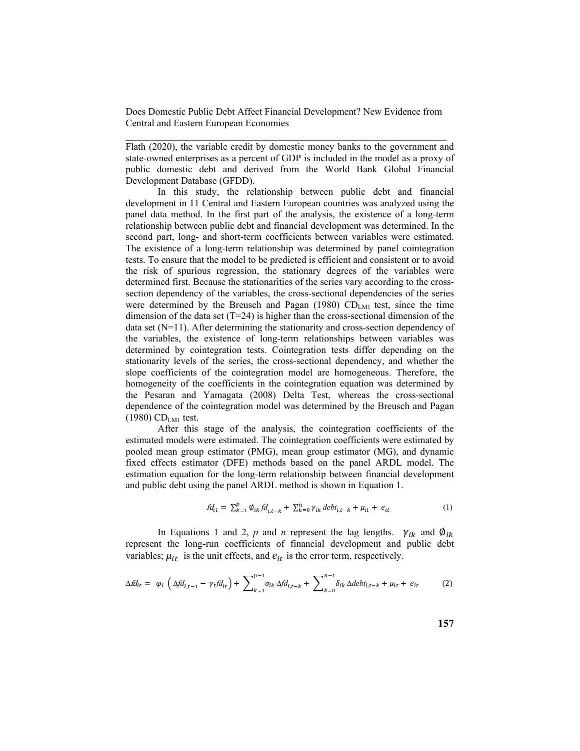Flath (2020), the variable credit by domestic money banks to the government and state-owned enterprises as a percent of GDP is included in the model as a proxy of public domestic debt and derived from the World Bank Global Financial Development Database (GFDD).

In this study, the relationship between public debt and financial development in 11 Central and Eastern European countries was analyzed using the panel data method. In the first part of the analysis, the existence of a long-term relationship between public debt and financial development was determined. In the second part, long- and short-term coefficients between variables were estimated. The existence of a long-term relationship was determined by panel cointegration tests. To ensure that the model to be predicted is efficient and consistent or to avoid the risk of spurious regression, the stationary degrees of the variables were determined first. Because the stationarities of the series vary according to the cross-section dependency of the variables, the cross-sectional dependencies of the series were determined by the Breusch and Pagan (1980) $CD_{LM1}$ test, since the time dimension of the data set (T=24) is higher than the cross-sectional dimension of the data set (N=11). After determining the stationarity and cross-section dependency of the variables, the existence of long-term relationships between variables was determined by cointegration tests. Cointegration tests differ depending on the stationarity levels of the series, the cross-sectional dependency, and whether the slope coefficients of the cointegration model are homogeneous. Therefore, the homogeneity of the coefficients in the cointegration equation was determined by the Pesaran and Yamagata (2008) Delta Test, whereas the cross-sectional dependence of the cointegration model was determined by the Breusch and Pagan (1980) $CD_{LM1}$ test.

After this stage of the analysis, the cointegration coefficients of the estimated models were estimated. The cointegration coefficients were estimated by pooled mean group estimator (PMG), mean group estimator (MG), and dynamic fixed effects estimator (DFE) methods based on the panel ARDL model. The estimation equation for the long-term relationship between financial development and public debt using the panel ARDL method is shown in Equation 1.

$$fd_{it} = \sum_{k=1}^{p} \emptyset_{ik} fd_{i,t-k} + \sum_{k=0}^{n} \gamma_{ik}\, debt_{i,t-k} + \mu_{it} + e_{it} \tag{1}$$

In Equations 1 and 2, *p* and *n* represent the lag lengths. $\gamma_{ik}$ and $\emptyset_{ik}$ represent the long-run coefficients of financial development and public debt variables; $\mu_{it}$ is the unit effects, and $e_{it}$ is the error term, respectively.

$$\Delta fd_{it} = \varphi_i \left( \Delta fd_{i,t-1} - \gamma_t fd_{it} \right) + \sum_{k=1}^{p-1} \sigma_{ik}\, \Delta fd_{i,t-k} + \sum_{k=0}^{n-1} \delta_{ik}\, \Delta debt_{i,t-k} + \mu_{it} + e_{it} \tag{2}$$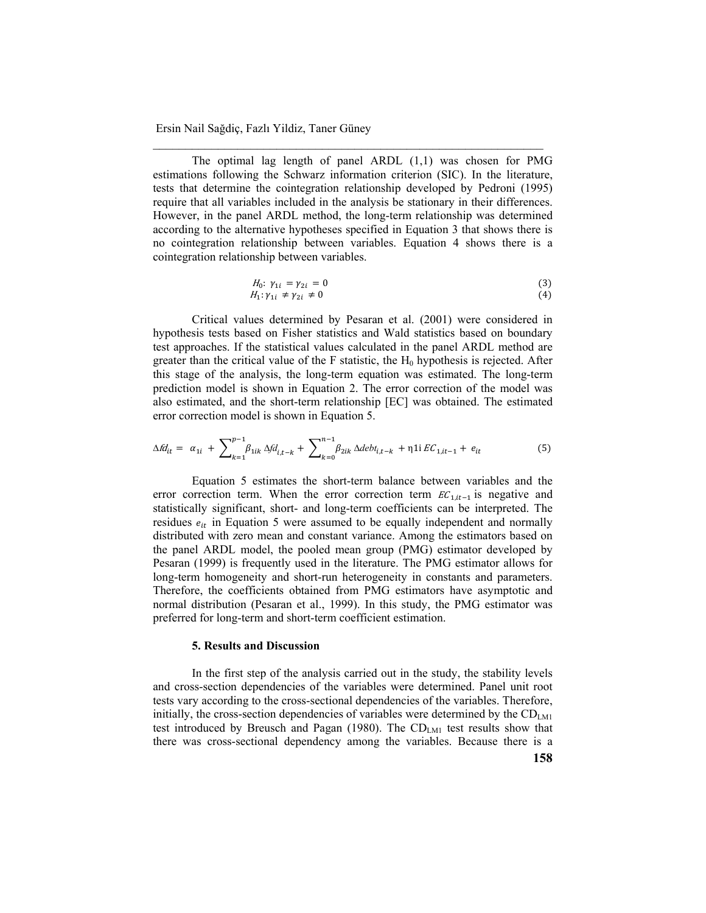The optimal lag length of panel ARDL (1,1) was chosen for PMG estimations following the Schwarz information criterion (SIC). In the literature, tests that determine the cointegration relationship developed by Pedroni (1995) require that all variables included in the analysis be stationary in their differences. However, in the panel ARDL method, the long-term relationship was determined according to the alternative hypotheses specified in Equation 3 that shows there is no cointegration relationship between variables. Equation 4 shows there is a cointegration relationship between variables.

$$H_0\text{: } \gamma_{1i} = \gamma_{2i} = 0 \tag{3}$$

$$H_1\text{: } \gamma_{1i} \neq \gamma_{2i} \neq 0 \tag{4}$$

Critical values determined by Pesaran et al. (2001) were considered in hypothesis tests based on Fisher statistics and Wald statistics based on boundary test approaches. If the statistical values calculated in the panel ARDL method are greater than the critical value of the F statistic, the $H_0$ hypothesis is rejected. After this stage of the analysis, the long-term equation was estimated. The long-term prediction model is shown in Equation 2. The error correction of the model was also estimated, and the short-term relationship [EC] was obtained. The estimated error correction model is shown in Equation 5.

$$\Delta fd_{it} = \alpha_{1i} + \sum_{k=1}^{p-1} \beta_{1ik}\, \Delta fd_{i,t-k} + \sum_{k=0}^{n-1} \beta_{2ik}\, \Delta debt_{i,t-k} + \eta 1\text{i}\, EC_{1,it-1} + e_{it} \tag{5}$$

Equation 5 estimates the short-term balance between variables and the error correction term. When the error correction term $EC_{1,it-1}$ is negative and statistically significant, short- and long-term coefficients can be interpreted. The residues $e_{it}$ in Equation 5 were assumed to be equally independent and normally distributed with zero mean and constant variance. Among the estimators based on the panel ARDL model, the pooled mean group (PMG) estimator developed by Pesaran (1999) is frequently used in the literature. The PMG estimator allows for long-term homogeneity and short-run heterogeneity in constants and parameters. Therefore, the coefficients obtained from PMG estimators have asymptotic and normal distribution (Pesaran et al., 1999). In this study, the PMG estimator was preferred for long-term and short-term coefficient estimation.

### 5. Results and Discussion

In the first step of the analysis carried out in the study, the stability levels and cross-section dependencies of the variables were determined. Panel unit root tests vary according to the cross-sectional dependencies of the variables. Therefore, initially, the cross-section dependencies of variables were determined by the $CD_{LM1}$ test introduced by Breusch and Pagan (1980). The $CD_{LM1}$ test results show that there was cross-sectional dependency among the variables. Because there is a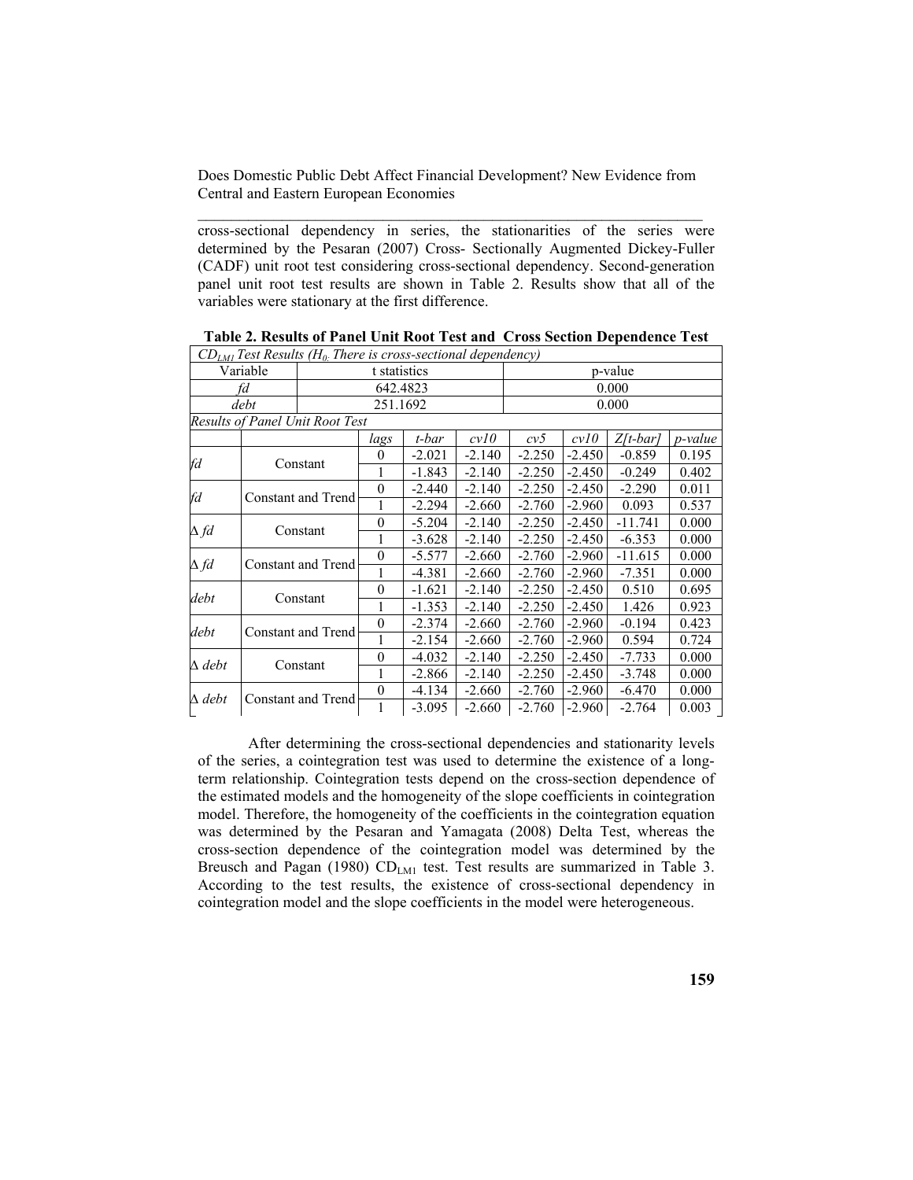cross-sectional dependency in series, the stationarities of the series were determined by the Pesaran (2007) Cross- Sectionally Augmented Dickey-Fuller (CADF) unit root test considering cross-sectional dependency. Second-generation panel unit root test results are shown in Table 2. Results show that all of the variables were stationary at the first difference.

**Table 2. Results of Panel Unit Root Test and Cross Section Dependence Test**

| *$CD_{LM1}$ Test Results ($H_0$: There is cross-sectional dependency)* | | | | | | | | |
|---|---|---|---|---|---|---|---|---|
| Variable | t statistics | | | | p-value | | | |
| *fd* | 642.4823 | | | | 0.000 | | | |
| *debt* | 251.1692 | | | | 0.000 | | | |
| *Results of Panel Unit Root Test* | | | | | | | | |
| | | *lags* | *t-bar* | *cv10* | *cv5* | *cv10* | *Z[t-bar]* | *p-value* |
| *fd* | Constant | 0 | -2.021 | -2.140 | -2.250 | -2.450 | -0.859 | 0.195 |
| | | 1 | -1.843 | -2.140 | -2.250 | -2.450 | -0.249 | 0.402 |
| *fd* | Constant and Trend | 0 | -2.440 | -2.140 | -2.250 | -2.450 | -2.290 | 0.011 |
| | | 1 | -2.294 | -2.660 | -2.760 | -2.960 | 0.093 | 0.537 |
| $\Delta$ *fd* | Constant | 0 | -5.204 | -2.140 | -2.250 | -2.450 | -11.741 | 0.000 |
| | | 1 | -3.628 | -2.140 | -2.250 | -2.450 | -6.353 | 0.000 |
| $\Delta$ *fd* | Constant and Trend | 0 | -5.577 | -2.660 | -2.760 | -2.960 | -11.615 | 0.000 |
| | | 1 | -4.381 | -2.660 | -2.760 | -2.960 | -7.351 | 0.000 |
| *debt* | Constant | 0 | -1.621 | -2.140 | -2.250 | -2.450 | 0.510 | 0.695 |
| | | 1 | -1.353 | -2.140 | -2.250 | -2.450 | 1.426 | 0.923 |
| *debt* | Constant and Trend | 0 | -2.374 | -2.660 | -2.760 | -2.960 | -0.194 | 0.423 |
| | | 1 | -2.154 | -2.660 | -2.760 | -2.960 | 0.594 | 0.724 |
| $\Delta$ *debt* | Constant | 0 | -4.032 | -2.140 | -2.250 | -2.450 | -7.733 | 0.000 |
| | | 1 | -2.866 | -2.140 | -2.250 | -2.450 | -3.748 | 0.000 |
| $\Delta$ *debt* | Constant and Trend | 0 | -4.134 | -2.660 | -2.760 | -2.960 | -6.470 | 0.000 |
| | | 1 | -3.095 | -2.660 | -2.760 | -2.960 | -2.764 | 0.003 |

After determining the cross-sectional dependencies and stationarity levels of the series, a cointegration test was used to determine the existence of a long-term relationship. Cointegration tests depend on the cross-section dependence of the estimated models and the homogeneity of the slope coefficients in cointegration model. Therefore, the homogeneity of the coefficients in the cointegration equation was determined by the Pesaran and Yamagata (2008) Delta Test, whereas the cross-section dependence of the cointegration model was determined by the Breusch and Pagan (1980) $CD_{LM1}$ test. Test results are summarized in Table 3. According to the test results, the existence of cross-sectional dependency in cointegration model and the slope coefficients in the model were heterogeneous.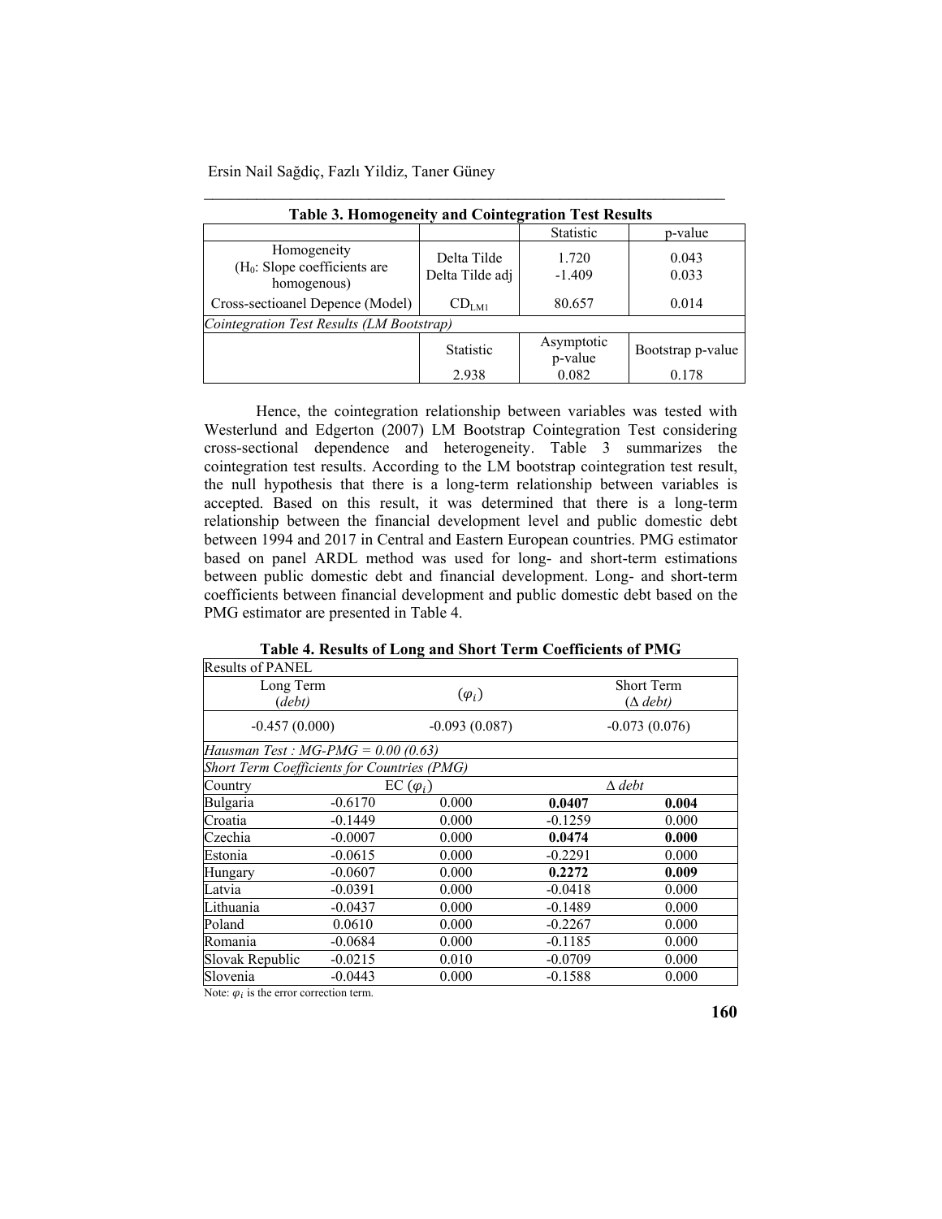**Table 3. Homogeneity and Cointegration Test Results**

| | | Statistic | p-value |
|---|---|---|---|
| Homogeneity ($H_0$: Slope coefficients are homogenous) | Delta Tilde<br>Delta Tilde adj | 1.720<br>-1.409 | 0.043<br>0.033 |
| Cross-sectioanel Depence (Model) | $CD_{LM1}$ | 80.657 | 0.014 |
| *Cointegration Test Results (LM Bootstrap)* | | | |
| | Statistic | Asymptotic p-value | Bootstrap p-value |
| | 2.938 | 0.082 | 0.178 |

Hence, the cointegration relationship between variables was tested with Westerlund and Edgerton (2007) LM Bootstrap Cointegration Test considering cross-sectional dependence and heterogeneity. Table 3 summarizes the cointegration test results. According to the LM bootstrap cointegration test result, the null hypothesis that there is a long-term relationship between variables is accepted. Based on this result, it was determined that there is a long-term relationship between the financial development level and public domestic debt between 1994 and 2017 in Central and Eastern European countries. PMG estimator based on panel ARDL method was used for long- and short-term estimations between public domestic debt and financial development. Long- and short-term coefficients between financial development and public domestic debt based on the PMG estimator are presented in Table 4.

**Table 4. Results of Long and Short Term Coefficients of PMG**

| Results of PANEL | | | | |
|---|---|---|---|---|
| Long Term (*debt*) | | $(\varphi_i)$ | | Short Term (*Δ debt*) |
| -0.457 (0.000) | | -0.093 (0.087) | | -0.073 (0.076) |
| *Hausman Test : MG-PMG = 0.00 (0.63)* | | | | |
| *Short Term Coefficients for Countries (PMG)* | | | | |
| Country | EC $(\varphi_i)$ | | *Δ debt* | |
| Bulgaria | -0.6170 | 0.000 | **0.0407** | **0.004** |
| Croatia | -0.1449 | 0.000 | -0.1259 | 0.000 |
| Czechia | -0.0007 | 0.000 | **0.0474** | **0.000** |
| Estonia | -0.0615 | 0.000 | -0.2291 | 0.000 |
| Hungary | -0.0607 | 0.000 | **0.2272** | **0.009** |
| Latvia | -0.0391 | 0.000 | -0.0418 | 0.000 |
| Lithuania | -0.0437 | 0.000 | -0.1489 | 0.000 |
| Poland | 0.0610 | 0.000 | -0.2267 | 0.000 |
| Romania | -0.0684 | 0.000 | -0.1185 | 0.000 |
| Slovak Republic | -0.0215 | 0.010 | -0.0709 | 0.000 |
| Slovenia | -0.0443 | 0.000 | -0.1588 | 0.000 |

Note: $\varphi_i$ is the error correction term.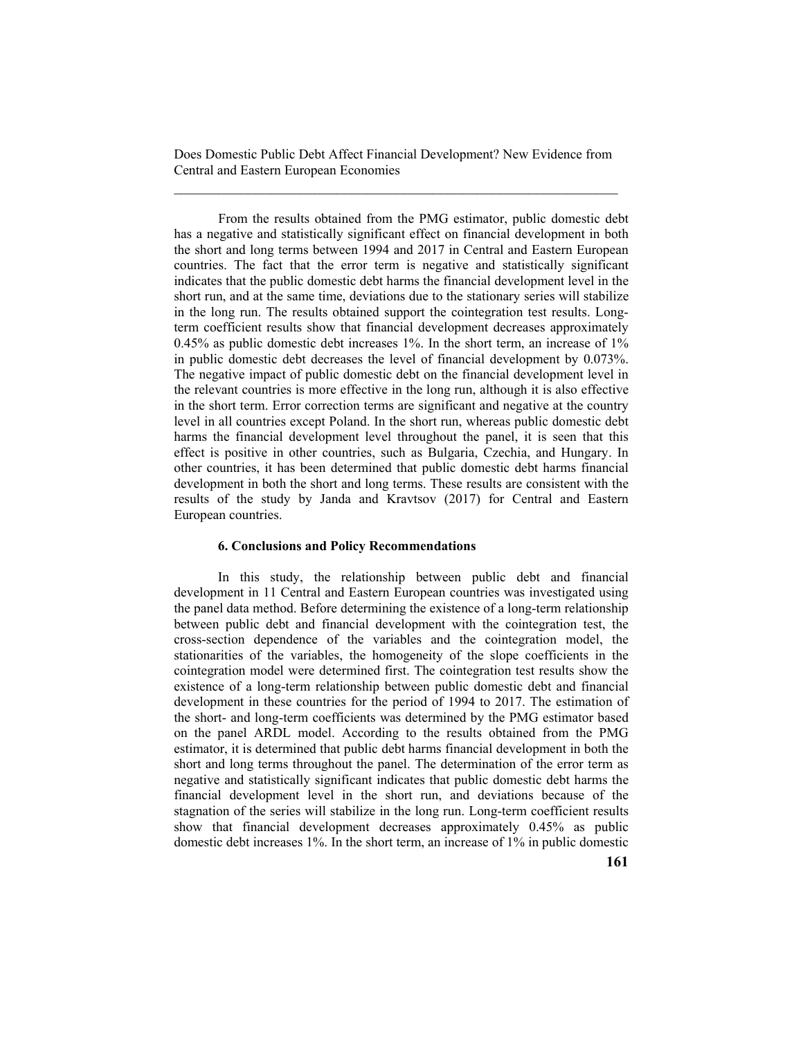From the results obtained from the PMG estimator, public domestic debt has a negative and statistically significant effect on financial development in both the short and long terms between 1994 and 2017 in Central and Eastern European countries. The fact that the error term is negative and statistically significant indicates that the public domestic debt harms the financial development level in the short run, and at the same time, deviations due to the stationary series will stabilize in the long run. The results obtained support the cointegration test results. Long-term coefficient results show that financial development decreases approximately 0.45% as public domestic debt increases 1%. In the short term, an increase of 1% in public domestic debt decreases the level of financial development by 0.073%. The negative impact of public domestic debt on the financial development level in the relevant countries is more effective in the long run, although it is also effective in the short term. Error correction terms are significant and negative at the country level in all countries except Poland. In the short run, whereas public domestic debt harms the financial development level throughout the panel, it is seen that this effect is positive in other countries, such as Bulgaria, Czechia, and Hungary. In other countries, it has been determined that public domestic debt harms financial development in both the short and long terms. These results are consistent with the results of the study by Janda and Kravtsov (2017) for Central and Eastern European countries.

## 6. Conclusions and Policy Recommendations

In this study, the relationship between public debt and financial development in 11 Central and Eastern European countries was investigated using the panel data method. Before determining the existence of a long-term relationship between public debt and financial development with the cointegration test, the cross-section dependence of the variables and the cointegration model, the stationarities of the variables, the homogeneity of the slope coefficients in the cointegration model were determined first. The cointegration test results show the existence of a long-term relationship between public domestic debt and financial development in these countries for the period of 1994 to 2017. The estimation of the short- and long-term coefficients was determined by the PMG estimator based on the panel ARDL model. According to the results obtained from the PMG estimator, it is determined that public debt harms financial development in both the short and long terms throughout the panel. The determination of the error term as negative and statistically significant indicates that public domestic debt harms the financial development level in the short run, and deviations because of the stagnation of the series will stabilize in the long run. Long-term coefficient results show that financial development decreases approximately 0.45% as public domestic debt increases 1%. In the short term, an increase of 1% in public domestic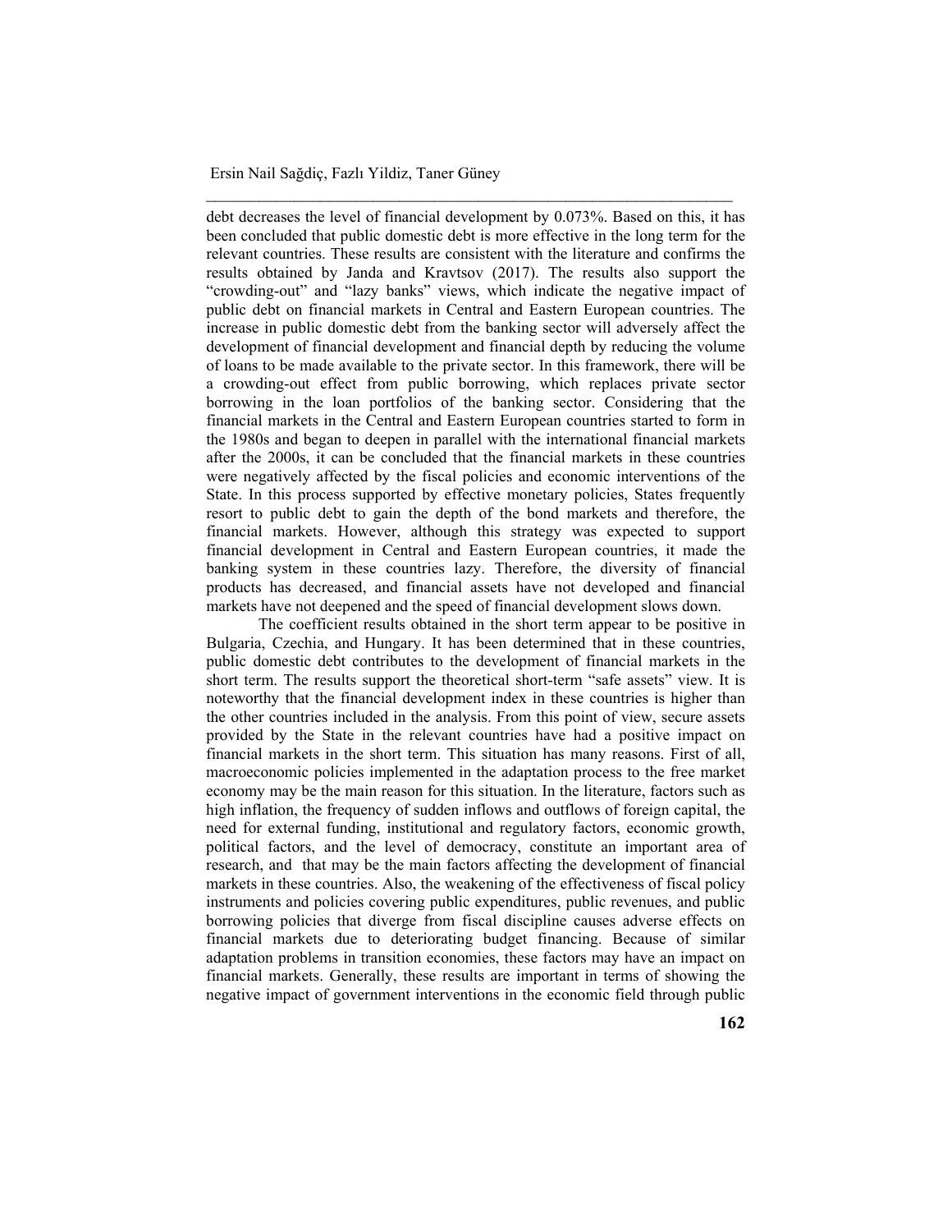debt decreases the level of financial development by 0.073%. Based on this, it has been concluded that public domestic debt is more effective in the long term for the relevant countries. These results are consistent with the literature and confirms the results obtained by Janda and Kravtsov (2017). The results also support the "crowding-out" and "lazy banks" views, which indicate the negative impact of public debt on financial markets in Central and Eastern European countries. The increase in public domestic debt from the banking sector will adversely affect the development of financial development and financial depth by reducing the volume of loans to be made available to the private sector. In this framework, there will be a crowding-out effect from public borrowing, which replaces private sector borrowing in the loan portfolios of the banking sector. Considering that the financial markets in the Central and Eastern European countries started to form in the 1980s and began to deepen in parallel with the international financial markets after the 2000s, it can be concluded that the financial markets in these countries were negatively affected by the fiscal policies and economic interventions of the State. In this process supported by effective monetary policies, States frequently resort to public debt to gain the depth of the bond markets and therefore, the financial markets. However, although this strategy was expected to support financial development in Central and Eastern European countries, it made the banking system in these countries lazy. Therefore, the diversity of financial products has decreased, and financial assets have not developed and financial markets have not deepened and the speed of financial development slows down.

The coefficient results obtained in the short term appear to be positive in Bulgaria, Czechia, and Hungary. It has been determined that in these countries, public domestic debt contributes to the development of financial markets in the short term. The results support the theoretical short-term "safe assets" view. It is noteworthy that the financial development index in these countries is higher than the other countries included in the analysis. From this point of view, secure assets provided by the State in the relevant countries have had a positive impact on financial markets in the short term. This situation has many reasons. First of all, macroeconomic policies implemented in the adaptation process to the free market economy may be the main reason for this situation. In the literature, factors such as high inflation, the frequency of sudden inflows and outflows of foreign capital, the need for external funding, institutional and regulatory factors, economic growth, political factors, and the level of democracy, constitute an important area of research, and that may be the main factors affecting the development of financial markets in these countries. Also, the weakening of the effectiveness of fiscal policy instruments and policies covering public expenditures, public revenues, and public borrowing policies that diverge from fiscal discipline causes adverse effects on financial markets due to deteriorating budget financing. Because of similar adaptation problems in transition economies, these factors may have an impact on financial markets. Generally, these results are important in terms of showing the negative impact of government interventions in the economic field through public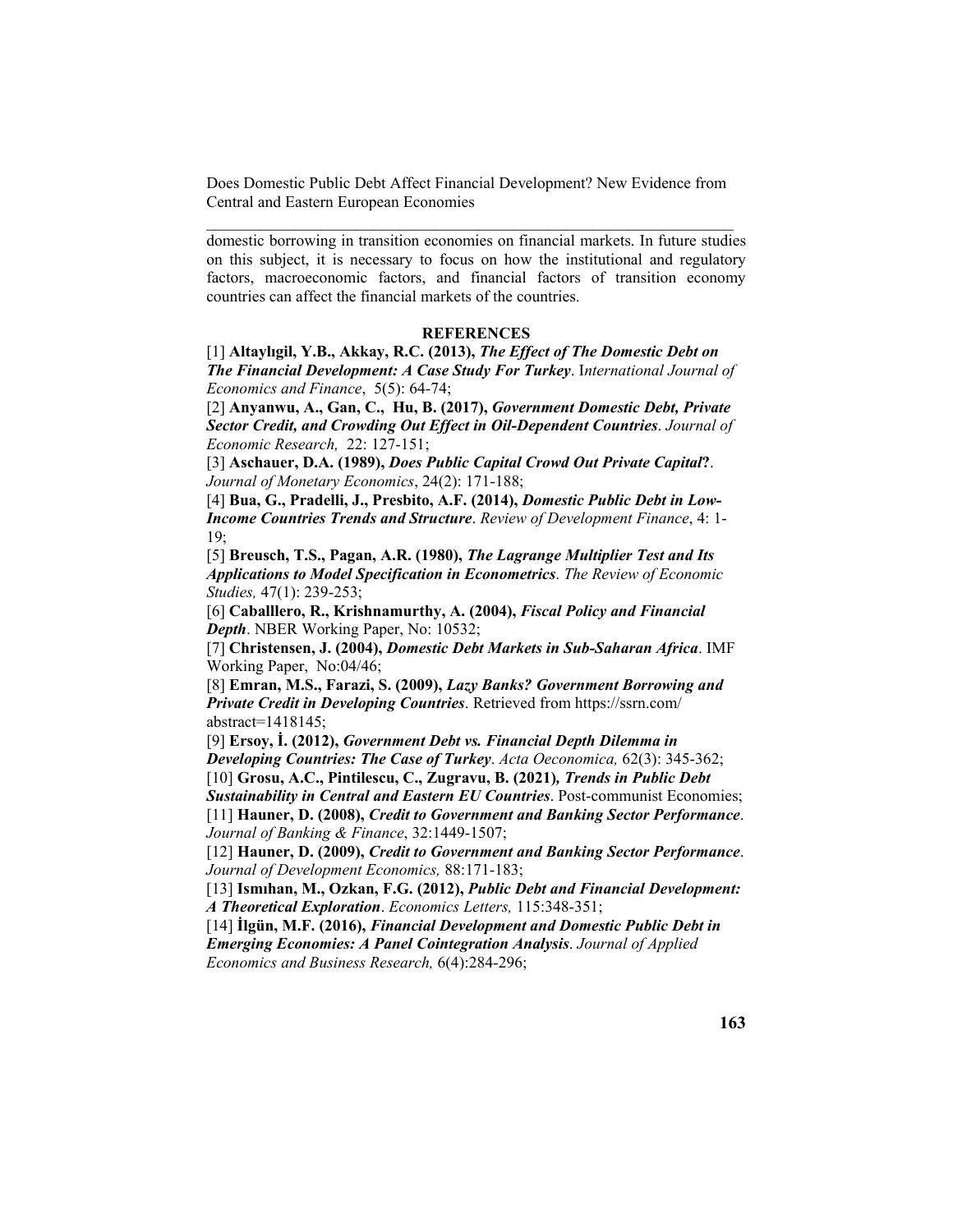domestic borrowing in transition economies on financial markets. In future studies on this subject, it is necessary to focus on how the institutional and regulatory factors, macroeconomic factors, and financial factors of transition economy countries can affect the financial markets of the countries.

## REFERENCES

[1] **Altaylıgil, Y.B., Akkay, R.C. (2013),** ***The Effect of The Domestic Debt on The Financial Development: A Case Study For Turkey***. *International Journal of Economics and Finance*, 5(5): 64-74;

[2] **Anyanwu, A., Gan, C., Hu, B. (2017),** ***Government Domestic Debt, Private Sector Credit, and Crowding Out Effect in Oil-Dependent Countries***. *Journal of Economic Research,* 22: 127-151;

[3] **Aschauer, D.A. (1989),** ***Does Public Capital Crowd Out Private Capital?***. *Journal of Monetary Economics*, 24(2): 171-188;

[4] **Bua, G., Pradelli, J., Presbito, A.F. (2014),** ***Domestic Public Debt in Low-Income Countries Trends and Structure***. *Review of Development Finance*, 4: 1-19;

[5] **Breusch, T.S., Pagan, A.R. (1980),** ***The Lagrange Multiplier Test and Its Applications to Model Specification in Econometrics***. *The Review of Economic Studies,* 47(1): 239-253;

[6] **Caballlero, R., Krishnamurthy, A. (2004),** ***Fiscal Policy and Financial Depth***. NBER Working Paper, No: 10532;

[7] **Christensen, J. (2004),** ***Domestic Debt Markets in Sub-Saharan Africa***. IMF Working Paper, No:04/46;

[8] **Emran, M.S., Farazi, S. (2009),** ***Lazy Banks? Government Borrowing and Private Credit in Developing Countries***. Retrieved from https://ssrn.com/abstract=1418145;

[9] **Ersoy, İ. (2012),** ***Government Debt vs. Financial Depth Dilemma in Developing Countries: The Case of Turkey***. *Acta Oeconomica,* 62(3): 345-362;

[10] **Grosu, A.C., Pintilescu, C., Zugravu, B. (2021)*,*** ***Trends in Public Debt Sustainability in Central and Eastern EU Countries***. Post-communist Economies;

[11] **Hauner, D. (2008),** ***Credit to Government and Banking Sector Performance***. *Journal of Banking & Finance*, 32:1449-1507;

[12] **Hauner, D. (2009),** ***Credit to Government and Banking Sector Performance***. *Journal of Development Economics,* 88:171-183;

[13] **Ismıhan, M., Ozkan, F.G. (2012),** ***Public Debt and Financial Development: A Theoretical Exploration***. *Economics Letters,* 115:348-351;

[14] **İlgün, M.F. (2016),** ***Financial Development and Domestic Public Debt in Emerging Economies: A Panel Cointegration Analysis***. *Journal of Applied Economics and Business Research,* 6(4):284-296;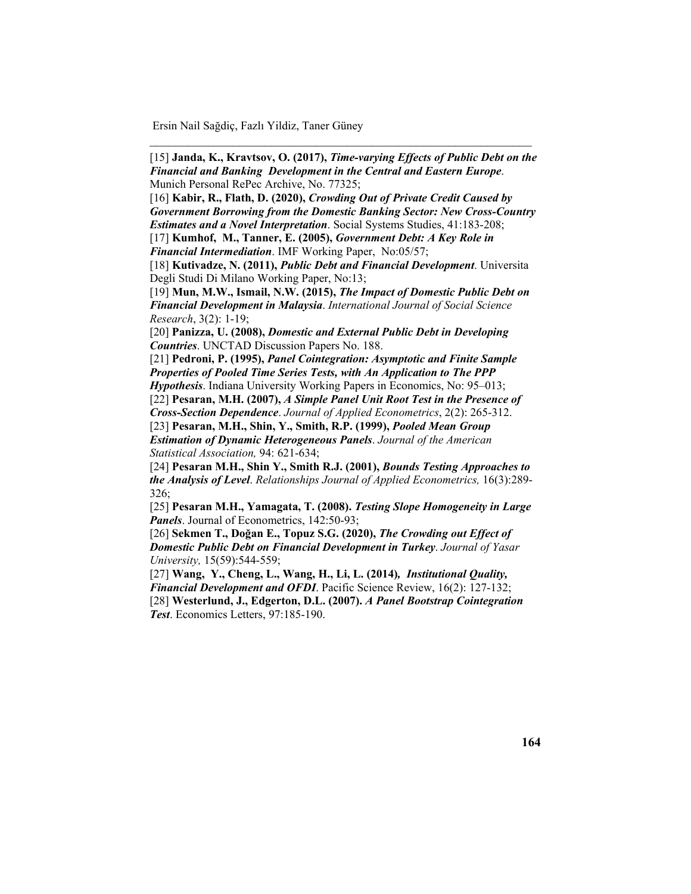[15] **Janda, K., Kravtsov, O. (2017),** ***Time-varying Effects of Public Debt on the Financial and Banking Development in the Central and Eastern Europe***. Munich Personal RePec Archive, No. 77325;

[16] **Kabir, R., Flath, D. (2020),** ***Crowding Out of Private Credit Caused by Government Borrowing from the Domestic Banking Sector: New Cross-Country Estimates and a Novel Interpretation***. Social Systems Studies, 41:183-208;

[17] **Kumhof, M., Tanner, E. (2005),** ***Government Debt: A Key Role in Financial Intermediation***. IMF Working Paper, No:05/57;

[18] **Kutivadze, N. (2011),** ***Public Debt and Financial Development***. Universita Degli Studi Di Milano Working Paper, No:13;

[19] **Mun, M.W., Ismail, N.W. (2015),** ***The Impact of Domestic Public Debt on Financial Development in Malaysia***. *International Journal of Social Science Research*, 3(2): 1-19;

[20] **Panizza, U. (2008),** ***Domestic and External Public Debt in Developing Countries***. UNCTAD Discussion Papers No. 188.

[21] **Pedroni, P. (1995),** ***Panel Cointegration: Asymptotic and Finite Sample Properties of Pooled Time Series Tests, with An Application to The PPP Hypothesis***. Indiana University Working Papers in Economics, No: 95–013;

[22] **Pesaran, M.H. (2007),** ***A Simple Panel Unit Root Test in the Presence of Cross-Section Dependence***. *Journal of Applied Econometrics*, 2(2): 265-312.

[23] **Pesaran, M.H., Shin, Y., Smith, R.P. (1999),** ***Pooled Mean Group Estimation of Dynamic Heterogeneous Panels***. *Journal of the American Statistical Association,* 94: 621-634;

[24] **Pesaran M.H., Shin Y., Smith R.J. (2001),** ***Bounds Testing Approaches to the Analysis of Level***. *Relationships Journal of Applied Econometrics,* 16(3):289-326;

[25] **Pesaran M.H., Yamagata, T. (2008).** ***Testing Slope Homogeneity in Large Panels***. Journal of Econometrics, 142:50-93;

[26] **Sekmen T., Doğan E., Topuz S.G. (2020),** ***The Crowding out Effect of Domestic Public Debt on Financial Development in Turkey***. *Journal of Yasar University,* 15(59):544-559;

[27] **Wang, Y., Cheng, L., Wang, H., Li, L. (2014),** ***Institutional Quality, Financial Development and OFDI***. Pacific Science Review, 16(2): 127-132;

[28] **Westerlund, J., Edgerton, D.L. (2007).** ***A Panel Bootstrap Cointegration Test***. Economics Letters, 97:185-190.